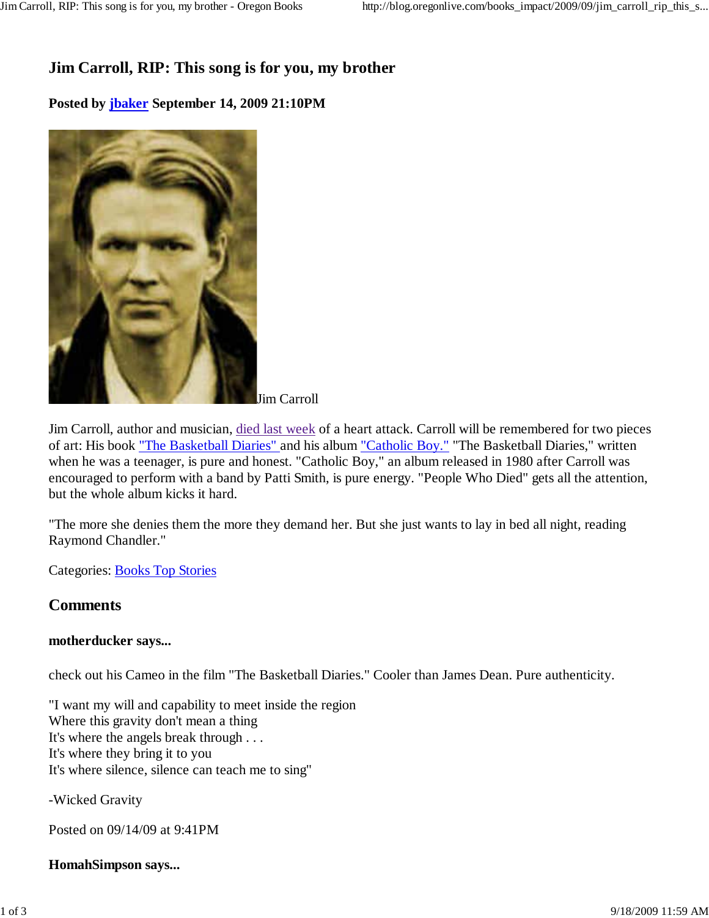# Jim Carroll, RIP: This song is for you, my brother

**Posted by jbaker September 14, 2009 21:10PM**

Jim Carroll

Jim Carroll, author and musician, died last week of a heart attack. Carroll will be remembered for two pieces of art: His book "The Basketball Diaries" and his album "Catholic Boy." "The Basketball Diaries," written when he was a teenager, is pure and honest. "Catholic Boy," an album released in 1980 after Carroll was encouraged to perform with a band by Patti Smith, is pure energy. "People Who Died" gets all the attention, but the whole album kicks it hard.

"The more she denies them the more they demand her. But she just wants to lay in bed all night, reading Raymond Chandler."

Categories: Books Top Stories

## Comments

**motherducker says...**

check out his Cameo in the film "The Basketball Diaries." Cooler than James Dean. Pure authenticity.

"I want my will and capability to meet inside the region
Where this gravity don't mean a thing
It's where the angels break through . . .
It's where they bring it to you
It's where silence, silence can teach me to sing"

-Wicked Gravity

Posted on 09/14/09 at 9:41PM

**HomahSimpson says...**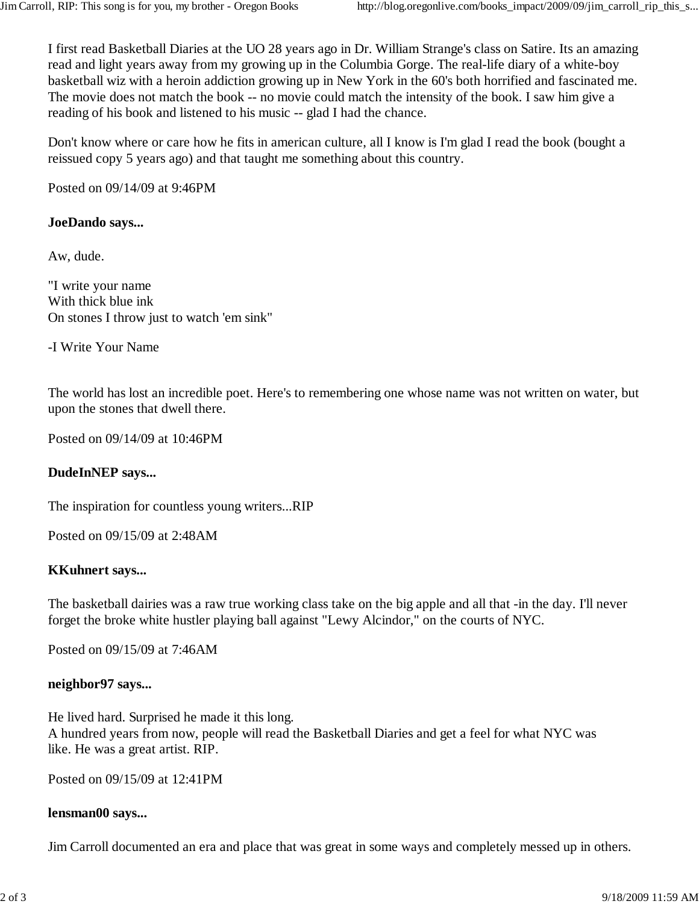I first read Basketball Diaries at the UO 28 years ago in Dr. William Strange's class on Satire. Its an amazing read and light years away from my growing up in the Columbia Gorge. The real-life diary of a white-boy basketball wiz with a heroin addiction growing up in New York in the 60's both horrified and fascinated me. The movie does not match the book -- no movie could match the intensity of the book. I saw him give a reading of his book and listened to his music -- glad I had the chance.

Don't know where or care how he fits in american culture, all I know is I'm glad I read the book (bought a reissued copy 5 years ago) and that taught me something about this country.

Posted on 09/14/09 at 9:46PM

**JoeDando says...**

Aw, dude.

"I write your name  
With thick blue ink  
On stones I throw just to watch 'em sink"

-I Write Your Name

The world has lost an incredible poet. Here's to remembering one whose name was not written on water, but upon the stones that dwell there.

Posted on 09/14/09 at 10:46PM

**DudeInNEP says...**

The inspiration for countless young writers...RIP

Posted on 09/15/09 at 2:48AM

**KKuhnert says...**

The basketball dairies was a raw true working class take on the big apple and all that -in the day. I'll never forget the broke white hustler playing ball against "Lewy Alcindor," on the courts of NYC.

Posted on 09/15/09 at 7:46AM

**neighbor97 says...**

He lived hard. Surprised he made it this long.  
A hundred years from now, people will read the Basketball Diaries and get a feel for what NYC was like. He was a great artist. RIP.

Posted on 09/15/09 at 12:41PM

**lensman00 says...**

Jim Carroll documented an era and place that was great in some ways and completely messed up in others.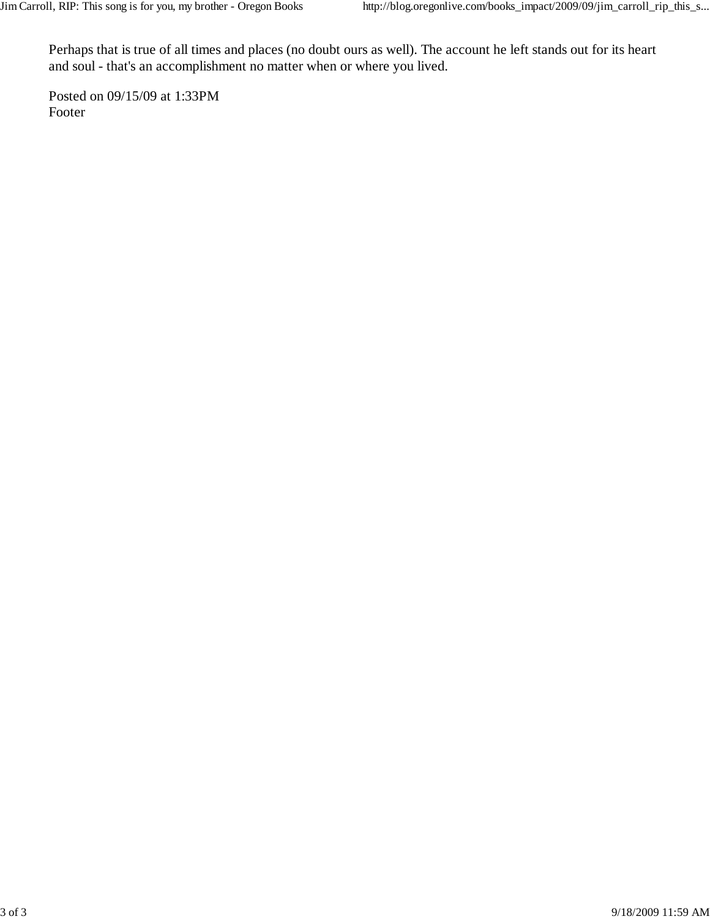Perhaps that is true of all times and places (no doubt ours as well). The account he left stands out for its heart and soul - that's an accomplishment no matter when or where you lived.

Posted on 09/15/09 at 1:33PM

Footer